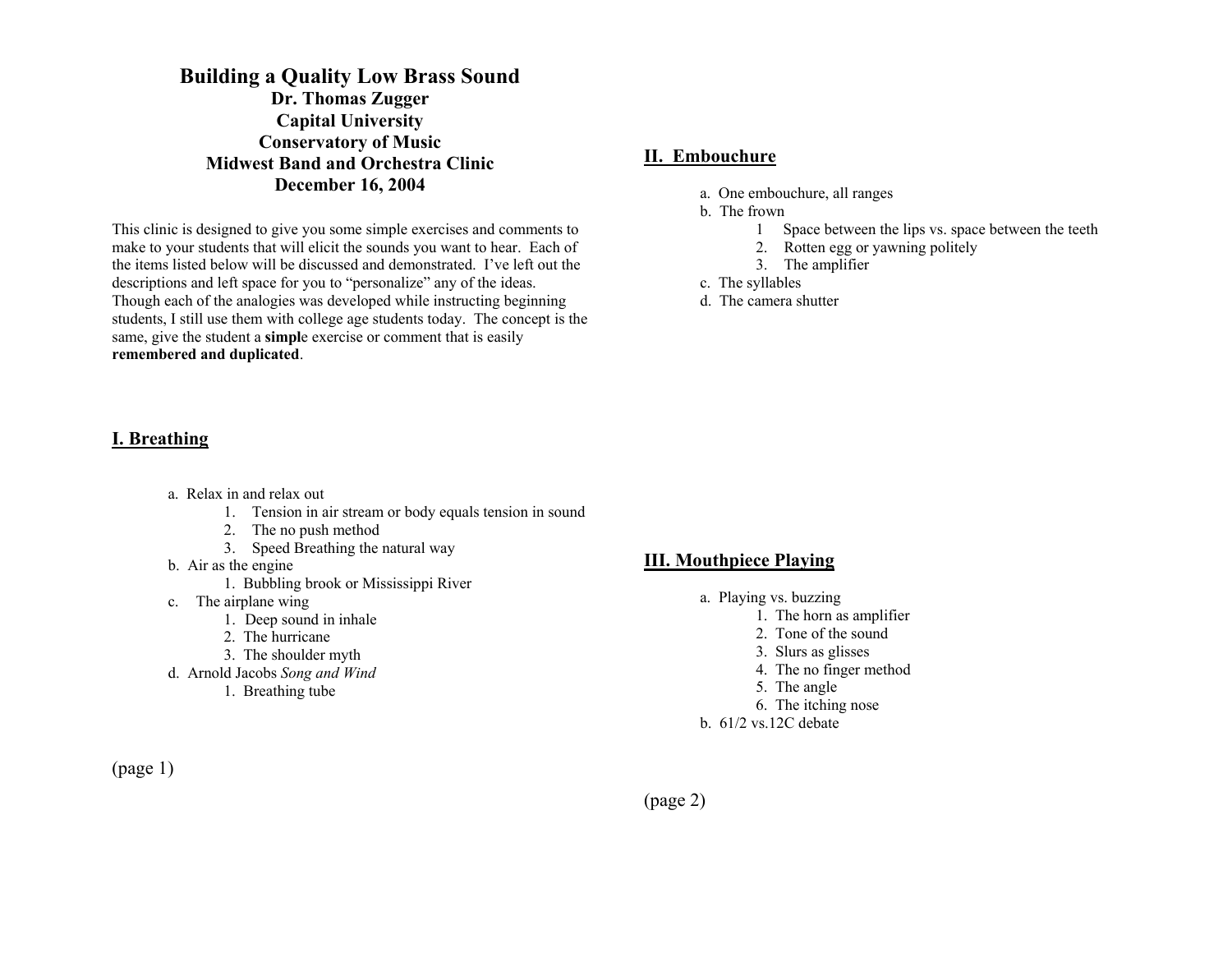# Building a Quality Low Brass Sound

**Dr. Thomas Zugger**
**Capital University**
**Conservatory of Music**
**Midwest Band and Orchestra Clinic**
**December 16, 2004**

This clinic is designed to give you some simple exercises and comments to make to your students that will elicit the sounds you want to hear. Each of the items listed below will be discussed and demonstrated. I've left out the descriptions and left space for you to "personalize" any of the ideas. Though each of the analogies was developed while instructing beginning students, I still use them with college age students today. The concept is the same, give the student a **simpl**e exercise or comment that is easily **remembered and duplicated**.

## I. Breathing

a. Relax in and relax out
   1. Tension in air stream or body equals tension in sound
   2. The no push method
   3. Speed Breathing the natural way

b. Air as the engine
   1. Bubbling brook or Mississippi River

c. The airplane wing
   1. Deep sound in inhale
   2. The hurricane
   3. The shoulder myth

d. Arnold Jacobs *Song and Wind*
   1. Breathing tube

(page 1)

## II. Embouchure

a. One embouchure, all ranges

b. The frown
   1 Space between the lips vs. space between the teeth
   2. Rotten egg or yawning politely
   3. The amplifier

c. The syllables

d. The camera shutter

## III. Mouthpiece Playing

a. Playing vs. buzzing
   1. The horn as amplifier
   2. Tone of the sound
   3. Slurs as glisses
   4. The no finger method
   5. The angle
   6. The itching nose

b. 61/2 vs.12C debate

(page 2)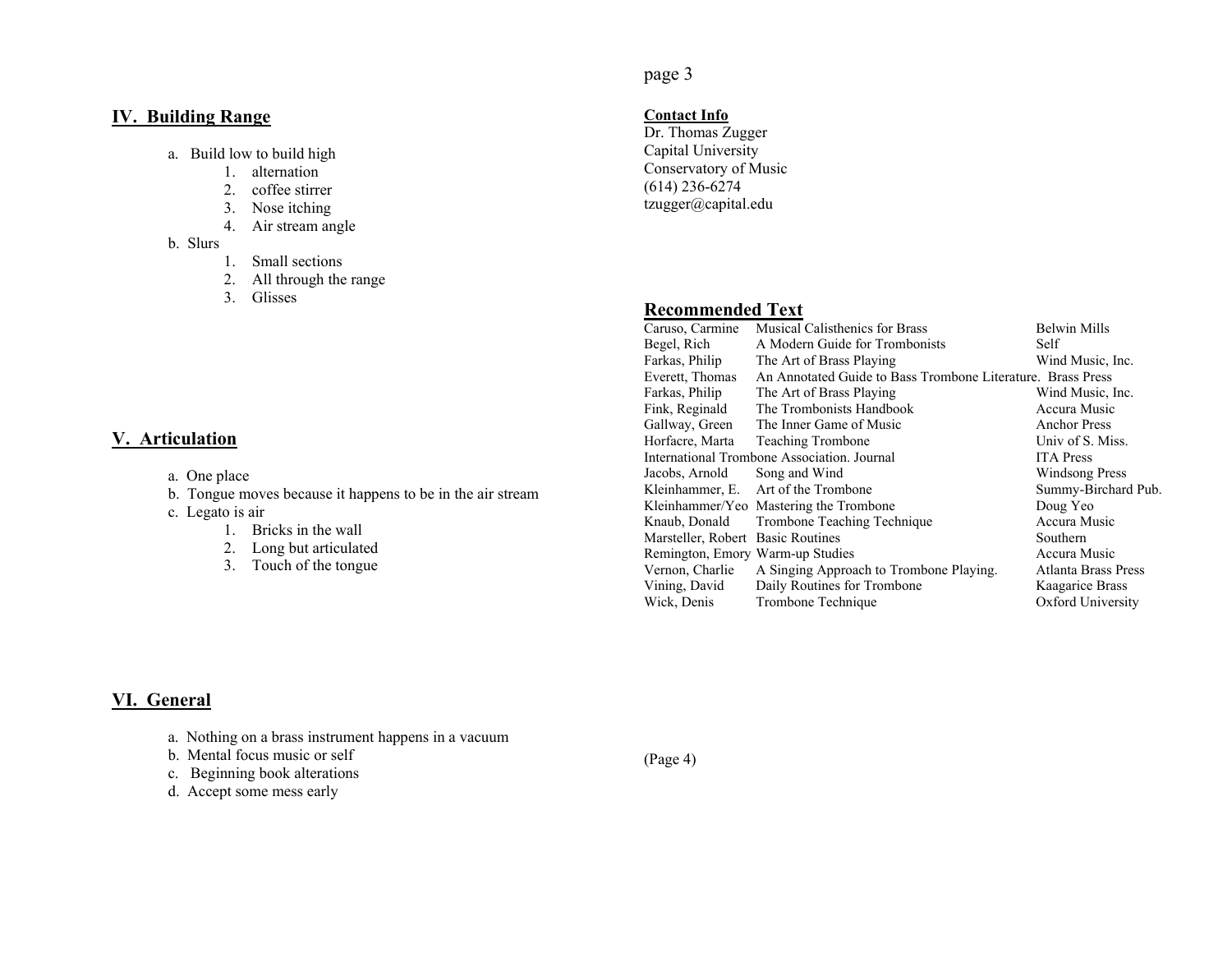## IV. Building Range

a. Build low to build high
   1. alternation
   2. coffee stirrer
   3. Nose itching
   4. Air stream angle

b. Slurs
   1. Small sections
   2. All through the range
   3. Glisses

## V. Articulation

a. One place

b. Tongue moves because it happens to be in the air stream

c. Legato is air
   1. Bricks in the wall
   2. Long but articulated
   3. Touch of the tongue

## VI. General

a. Nothing on a brass instrument happens in a vacuum

b. Mental focus music or self

c. Beginning book alterations

d. Accept some mess early

**Contact Info**

Dr. Thomas Zugger
Capital University
Conservatory of Music
(614) 236-6274
tzugger@capital.edu

## Recommended Text

| Author | Title | Publisher |
|---|---|---|
| Caruso, Carmine | Musical Calisthenics for Brass | Belwin Mills |
| Begel, Rich | A Modern Guide for Trombonists | Self |
| Farkas, Philip | The Art of Brass Playing | Wind Music, Inc. |
| Everett, Thomas | An Annotated Guide to Bass Trombone Literature. | Brass Press |
| Farkas, Philip | The Art of Brass Playing | Wind Music, Inc. |
| Fink, Reginald | The Trombonists Handbook | Accura Music |
| Gallway, Green | The Inner Game of Music | Anchor Press |
| Horfacre, Marta | Teaching Trombone | Univ of S. Miss. |
| International Trombone Association. Journal | | ITA Press |
| Jacobs, Arnold | Song and Wind | Windsong Press |
| Kleinhammer, E. | Art of the Trombone | Summy-Birchard Pub. |
| Kleinhammer/Yeo | Mastering the Trombone | Doug Yeo |
| Knaub, Donald | Trombone Teaching Technique | Accura Music |
| Marsteller, Robert | Basic Routines | Southern |
| Remington, Emory | Warm-up Studies | Accura Music |
| Vernon, Charlie | A Singing Approach to Trombone Playing. | Atlanta Brass Press |
| Vining, David | Daily Routines for Trombone | Kaagarice Brass |
| Wick, Denis | Trombone Technique | Oxford University |

(Page 4)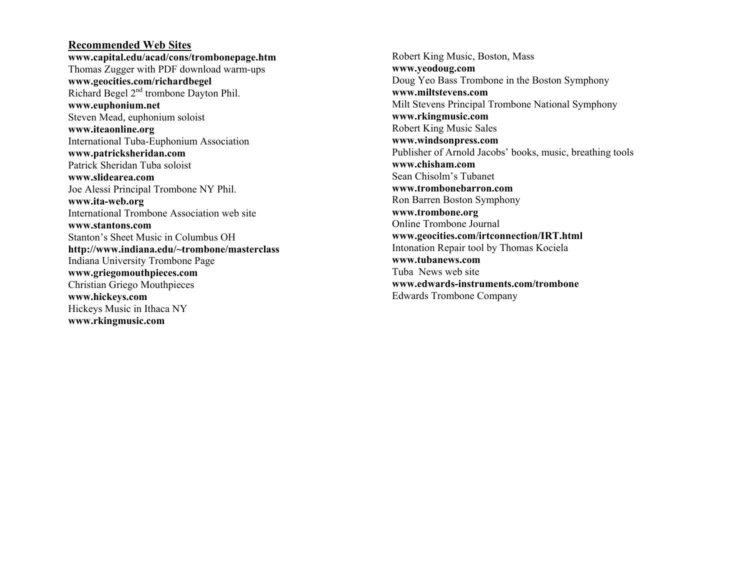## Recommended Web Sites

**www.capital.edu/acad/cons/trombonepage.htm**
Thomas Zugger with PDF download warm-ups
**www.geocities.com/richardbegel**
Richard Begel 2nd trombone Dayton Phil.
**www.euphonium.net**
Steven Mead, euphonium soloist
**www.iteaonline.org**
International Tuba-Euphonium Association
**www.patricksheridan.com**
Patrick Sheridan Tuba soloist
**www.slidearea.com**
Joe Alessi Principal Trombone NY Phil.
**www.ita-web.org**
International Trombone Association web site
**www.stantons.com**
Stanton's Sheet Music in Columbus OH
**http://www.indiana.edu/~trombone/masterclass**
Indiana University Trombone Page
**www.griegomouthpieces.com**
Christian Griego Mouthpieces
**www.hickeys.com**
Hickeys Music in Ithaca NY
**www.rkingmusic.com**
Robert King Music, Boston, Mass
**www.yeodoug.com**
Doug Yeo Bass Trombone in the Boston Symphony
**www.miltstevens.com**
Milt Stevens Principal Trombone National Symphony
**www.rkingmusic.com**
Robert King Music Sales
**www.windsonpress.com**
Publisher of Arnold Jacobs' books, music, breathing tools
**www.chisham.com**
Sean Chisolm's Tubanet
**www.trombonebarron.com**
Ron Barren Boston Symphony
**www.trombone.org**
Online Trombone Journal
**www.geocities.com/irtconnection/IRT.html**
Intonation Repair tool by Thomas Kociela
**www.tubanews.com**
Tuba News web site
**www.edwards-instruments.com/trombone**
Edwards Trombone Company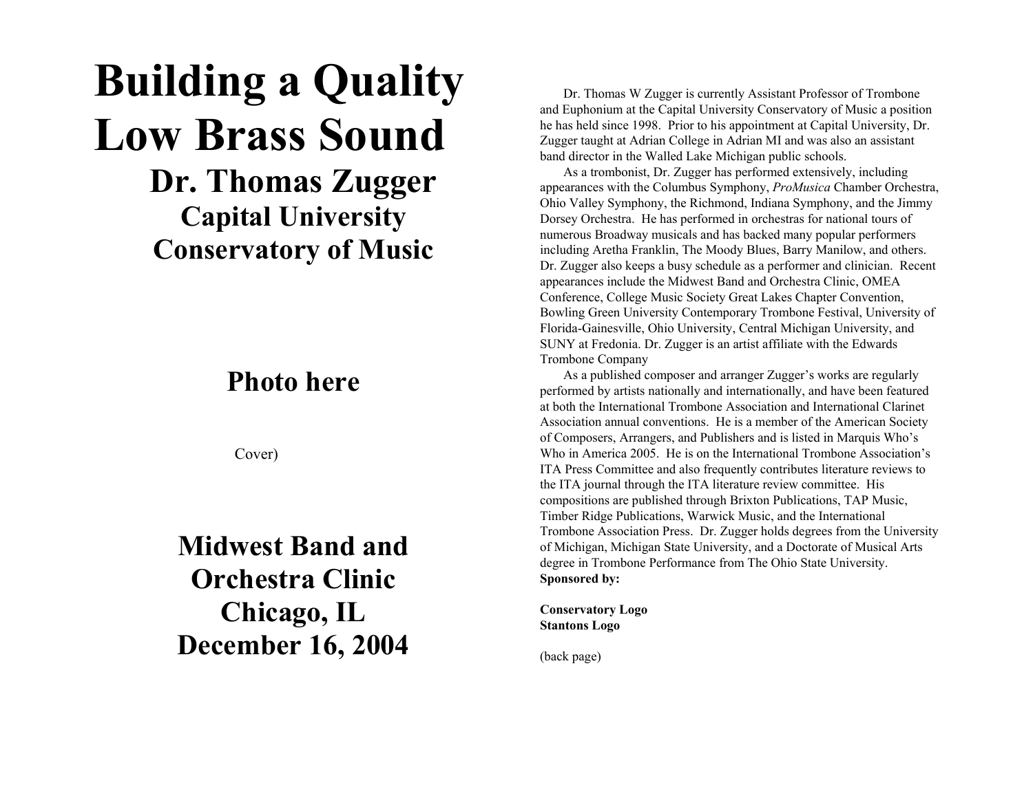# Building a Quality Low Brass Sound

## Dr. Thomas Zugger

### Capital University Conservatory of Music

### Photo here

Cover)

### Midwest Band and Orchestra Clinic Chicago, IL December 16, 2004

Dr. Thomas W Zugger is currently Assistant Professor of Trombone and Euphonium at the Capital University Conservatory of Music a position he has held since 1998. Prior to his appointment at Capital University, Dr. Zugger taught at Adrian College in Adrian MI and was also an assistant band director in the Walled Lake Michigan public schools.

As a trombonist, Dr. Zugger has performed extensively, including appearances with the Columbus Symphony, *ProMusica* Chamber Orchestra, Ohio Valley Symphony, the Richmond, Indiana Symphony, and the Jimmy Dorsey Orchestra. He has performed in orchestras for national tours of numerous Broadway musicals and has backed many popular performers including Aretha Franklin, The Moody Blues, Barry Manilow, and others. Dr. Zugger also keeps a busy schedule as a performer and clinician. Recent appearances include the Midwest Band and Orchestra Clinic, OMEA Conference, College Music Society Great Lakes Chapter Convention, Bowling Green University Contemporary Trombone Festival, University of Florida-Gainesville, Ohio University, Central Michigan University, and SUNY at Fredonia. Dr. Zugger is an artist affiliate with the Edwards Trombone Company

As a published composer and arranger Zugger's works are regularly performed by artists nationally and internationally, and have been featured at both the International Trombone Association and International Clarinet Association annual conventions. He is a member of the American Society of Composers, Arrangers, and Publishers and is listed in Marquis Who's Who in America 2005. He is on the International Trombone Association's ITA Press Committee and also frequently contributes literature reviews to the ITA journal through the ITA literature review committee. His compositions are published through Brixton Publications, TAP Music, Timber Ridge Publications, Warwick Music, and the International Trombone Association Press. Dr. Zugger holds degrees from the University of Michigan, Michigan State University, and a Doctorate of Musical Arts degree in Trombone Performance from The Ohio State University.

**Sponsored by:**

**Conservatory Logo**
**Stantons Logo**

(back page)